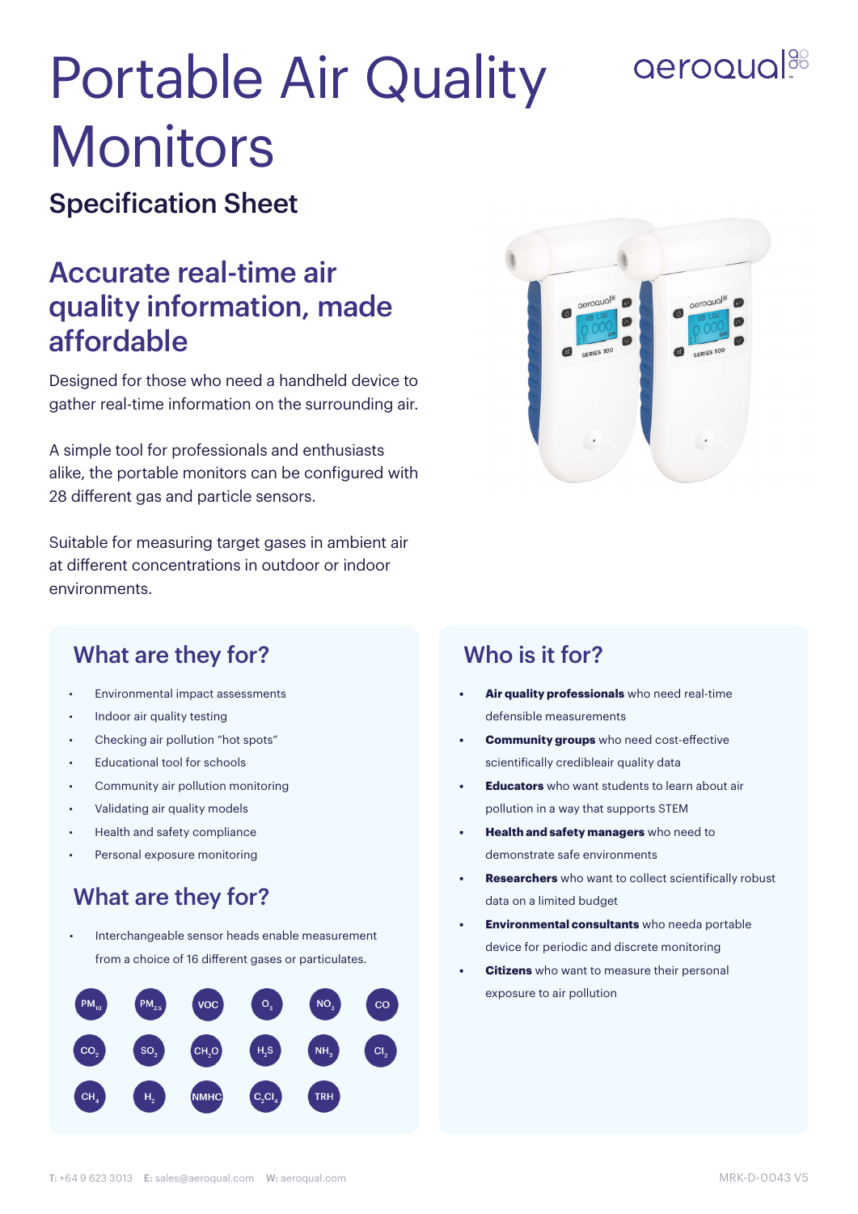# Portable Air Quality Monitors

## Specification Sheet

## Accurate real-time air quality information, made affordable

Designed for those who need a handheld device to gather real-time information on the surrounding air.

A simple tool for professionals and enthusiasts alike, the portable monitors can be configured with 28 different gas and particle sensors.

Suitable for measuring target gases in ambient air at different concentrations in outdoor or indoor environments.

### What are they for?

- Environmental impact assessments
- Indoor air quality testing
- Checking air pollution "hot spots"
- Educational tool for schools
- Community air pollution monitoring
- Validating air quality models
- Health and safety compliance
- Personal exposure monitoring

### What are they for?

- Interchangeable sensor heads enable measurement from a choice of 16 different gases or particulates.

$PM_{10}$ $PM_{2.5}$ VOC $O_3$ $NO_2$ CO $CO_2$ $SO_2$ $CH_2O$ $H_2S$ $NH_3$ $Cl_2$ $CH_4$ $H_2$ NMHC $C_2Cl_4$ TRH

### Who is it for?

- **Air quality professionals** who need real-time defensible measurements
- **Community groups** who need cost-effective scientifically credibleair quality data
- **Educators** who want students to learn about air pollution in a way that supports STEM
- **Health and safety managers** who need to demonstrate safe environments
- **Researchers** who want to collect scientifically robust data on a limited budget
- **Environmental consultants** who needa portable device for periodic and discrete monitoring
- **Citizens** who want to measure their personal exposure to air pollution

T: +64 9 623 3013 E: sales@aeroqual.com W: aeroqual.com

MRK-D-0043 V5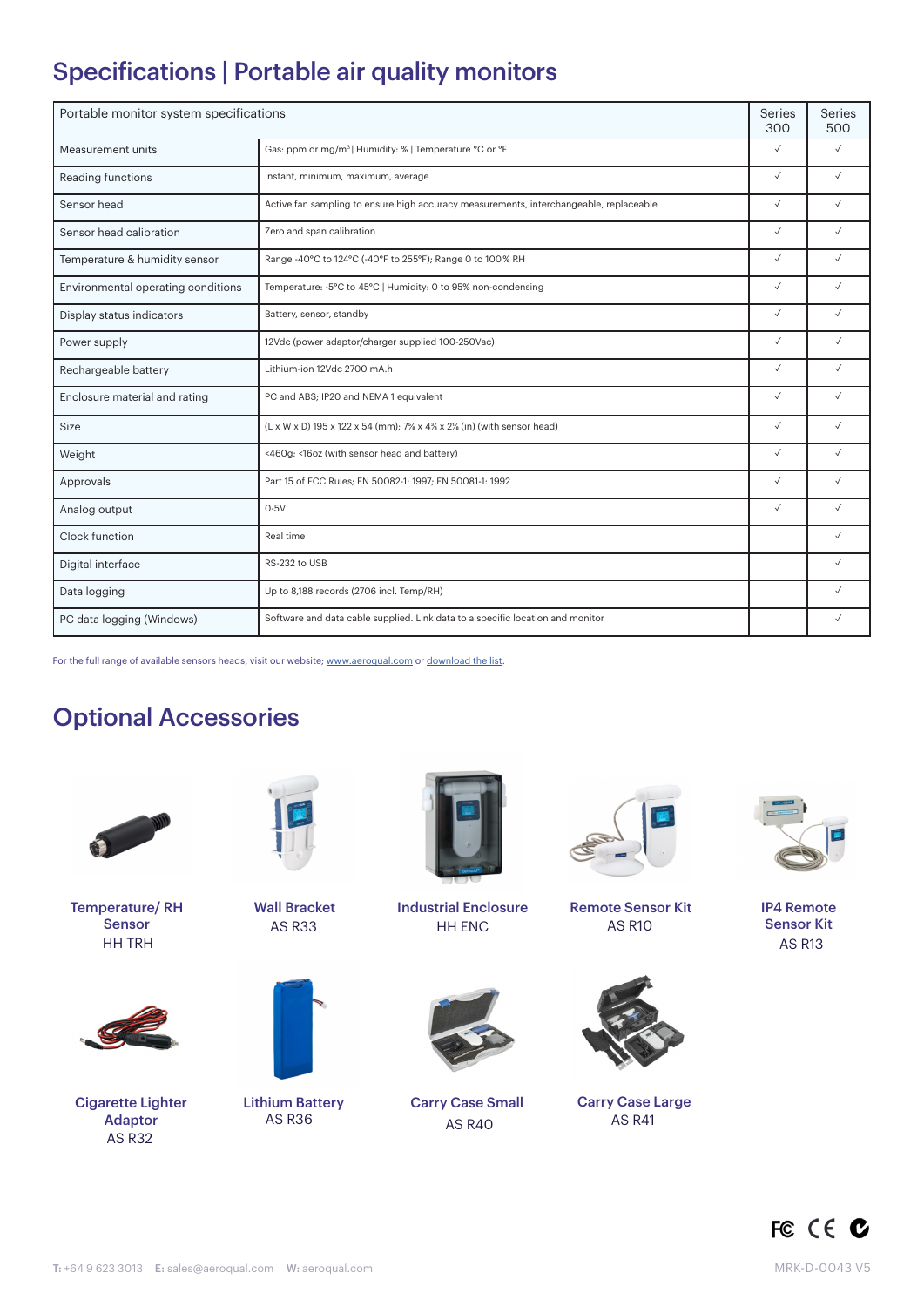# Specifications | Portable air quality monitors

| Portable monitor system specifications | | Series 300 | Series 500 |
|---|---|---|---|
| Measurement units | Gas: ppm or mg/m$^3$ \| Humidity: % \| Temperature °C or °F | ✓ | ✓ |
| Reading functions | Instant, minimum, maximum, average | ✓ | ✓ |
| Sensor head | Active fan sampling to ensure high accuracy measurements, interchangeable, replaceable | ✓ | ✓ |
| Sensor head calibration | Zero and span calibration | ✓ | ✓ |
| Temperature & humidity sensor | Range -40°C to 124°C (-40°F to 255°F); Range 0 to 100% RH | ✓ | ✓ |
| Environmental operating conditions | Temperature: -5°C to 45°C \| Humidity: 0 to 95% non-condensing | ✓ | ✓ |
| Display status indicators | Battery, sensor, standby | ✓ | ✓ |
| Power supply | 12Vdc (power adaptor/charger supplied 100-250Vac) | ✓ | ✓ |
| Rechargeable battery | Lithium-ion 12Vdc 2700 mA.h | ✓ | ✓ |
| Enclosure material and rating | PC and ABS; IP20 and NEMA 1 equivalent | ✓ | ✓ |
| Size | (L x W x D) 195 x 122 x 54 (mm); 7⅝ x 4¾ x 2⅛ (in) (with sensor head) | ✓ | ✓ |
| Weight | <460g; <16oz (with sensor head and battery) | ✓ | ✓ |
| Approvals | Part 15 of FCC Rules; EN 50082-1: 1997; EN 50081-1: 1992 | ✓ | ✓ |
| Analog output | 0-5V | ✓ | ✓ |
| Clock function | Real time | | ✓ |
| Digital interface | RS-232 to USB | | ✓ |
| Data logging | Up to 8,188 records (2706 incl. Temp/RH) | | ✓ |
| PC data logging (Windows) | Software and data cable supplied. Link data to a specific location and monitor | | ✓ |

For the full range of available sensors heads, visit our website; www.aeroqual.com or download the list.

# Optional Accessories

**Temperature/ RH Sensor**
HH TRH

**Wall Bracket**
AS R33

**Industrial Enclosure**
HH ENC

**Remote Sensor Kit**
AS R10

**IP4 Remote Sensor Kit**
AS R13

**Cigarette Lighter Adaptor**
AS R32

**Lithium Battery**
AS R36

**Carry Case Small**
AS R40

**Carry Case Large**
AS R41

T: +64 9 623 3013 E: sales@aeroqual.com W: aeroqual.com

MRK-D-0043 V5